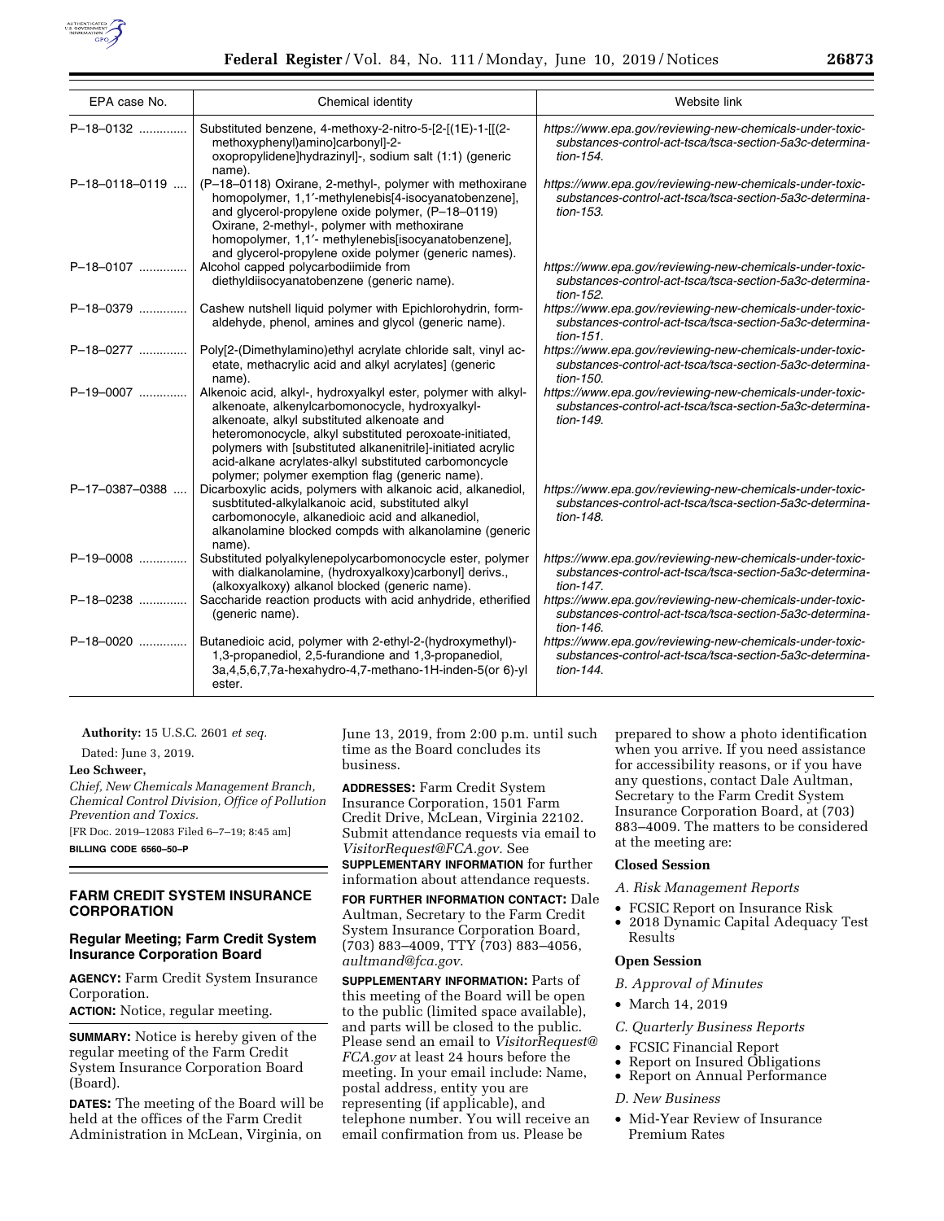| EPA case No. | Chemical identity | Website link |
| --- | --- | --- |
| P–18–0132 | Substituted benzene, 4-methoxy-2-nitro-5-[2-[(1E)-1-[[(2-methoxyphenyl)amino]carbonyl]-2-oxopropylidene]hydrazinyl]-, sodium salt (1:1) (generic name). | *https://www.epa.gov/reviewing-new-chemicals-under-toxic-substances-control-act-tsca/tsca-section-5a3c-determination-154.* |
| P–18–0118–0119 | (P–18–0118) Oxirane, 2-methyl-, polymer with methoxirane homopolymer, 1,1′-methylenebis[4-isocyanatobenzene], and glycerol-propylene oxide polymer, (P–18–0119) Oxirane, 2-methyl-, polymer with methoxirane homopolymer, 1,1′- methylenebis[isocyanatobenzene], and glycerol-propylene oxide polymer (generic names). | *https://www.epa.gov/reviewing-new-chemicals-under-toxic-substances-control-act-tsca/tsca-section-5a3c-determination-153.* |
| P–18–0107 | Alcohol capped polycarbodiimide from diethyldiisocyanatobenzene (generic name). | *https://www.epa.gov/reviewing-new-chemicals-under-toxic-substances-control-act-tsca/tsca-section-5a3c-determination-152.* |
| P–18–0379 | Cashew nutshell liquid polymer with Epichlorohydrin, formaldehyde, phenol, amines and glycol (generic name). | *https://www.epa.gov/reviewing-new-chemicals-under-toxic-substances-control-act-tsca/tsca-section-5a3c-determination-151.* |
| P–18–0277 | Poly[2-(Dimethylamino)ethyl acrylate chloride salt, vinyl acetate, methacrylic acid and alkyl acrylates] (generic name). | *https://www.epa.gov/reviewing-new-chemicals-under-toxic-substances-control-act-tsca/tsca-section-5a3c-determination-150.* |
| P–19–0007 | Alkenoic acid, alkyl-, hydroxyalkyl ester, polymer with alkylalkenoate, alkenylcarbomonocycle, hydroxyalkylalkenoate, alkyl substituted alkenoate and heteromonocycle, alkyl substituted peroxoate-initiated, polymers with [substituted alkanenitrile]-initiated acrylic acid-alkane acrylates-alkyl substituted carbomoncycle polymer; polymer exemption flag (generic name). | *https://www.epa.gov/reviewing-new-chemicals-under-toxic-substances-control-act-tsca/tsca-section-5a3c-determination-149.* |
| P–17–0387–0388 | Dicarboxylic acids, polymers with alkanoic acid, alkanediol, susbtituted-alkylalkanoic acid, substituted alkyl carbomonocyle, alkanedioic acid and alkanediol, alkanolamine blocked compds with alkanolamine (generic name). | *https://www.epa.gov/reviewing-new-chemicals-under-toxic-substances-control-act-tsca/tsca-section-5a3c-determination-148.* |
| P–19–0008 | Substituted polyalkylenepolycarbomonocycle ester, polymer with dialkanolamine, (hydroxyalkoxy)carbonyl] derivs., (alkoxyalkoxy) alkanol blocked (generic name). | *https://www.epa.gov/reviewing-new-chemicals-under-toxic-substances-control-act-tsca/tsca-section-5a3c-determination-147.* |
| P–18–0238 | Saccharide reaction products with acid anhydride, etherified (generic name). | *https://www.epa.gov/reviewing-new-chemicals-under-toxic-substances-control-act-tsca/tsca-section-5a3c-determination-146.* |
| P–18–0020 | Butanedioic acid, polymer with 2-ethyl-2-(hydroxymethyl)-1,3-propanediol, 2,5-furandione and 1,3-propanediol, 3a,4,5,6,7,7a-hexahydro-4,7-methano-1H-inden-5(or 6)-yl ester. | *https://www.epa.gov/reviewing-new-chemicals-under-toxic-substances-control-act-tsca/tsca-section-5a3c-determination-144.* |

**Authority:** 15 U.S.C. 2601 *et seq.*

Dated: June 3, 2019.

**Leo Schweer,**

*Chief, New Chemicals Management Branch, Chemical Control Division, Office of Pollution Prevention and Toxics.*

[FR Doc. 2019–12083 Filed 6–7–19; 8:45 am]

**BILLING CODE 6560–50–P**

## FARM CREDIT SYSTEM INSURANCE CORPORATION

### Regular Meeting; Farm Credit System Insurance Corporation Board

**AGENCY:** Farm Credit System Insurance Corporation.

**ACTION:** Notice, regular meeting.

**SUMMARY:** Notice is hereby given of the regular meeting of the Farm Credit System Insurance Corporation Board (Board).

**DATES:** The meeting of the Board will be held at the offices of the Farm Credit Administration in McLean, Virginia, on June 13, 2019, from 2:00 p.m. until such time as the Board concludes its business.

**ADDRESSES:** Farm Credit System Insurance Corporation, 1501 Farm Credit Drive, McLean, Virginia 22102. Submit attendance requests via email to *VisitorRequest@FCA.gov.* See **SUPPLEMENTARY INFORMATION** for further information about attendance requests.

**FOR FURTHER INFORMATION CONTACT:** Dale Aultman, Secretary to the Farm Credit System Insurance Corporation Board, (703) 883–4009, TTY (703) 883–4056, *aultmand@fca.gov.*

**SUPPLEMENTARY INFORMATION:** Parts of this meeting of the Board will be open to the public (limited space available), and parts will be closed to the public. Please send an email to *VisitorRequest@FCA.gov* at least 24 hours before the meeting. In your email include: Name, postal address, entity you are representing (if applicable), and telephone number. You will receive an email confirmation from us. Please be prepared to show a photo identification when you arrive. If you need assistance for accessibility reasons, or if you have any questions, contact Dale Aultman, Secretary to the Farm Credit System Insurance Corporation Board, at (703) 883–4009. The matters to be considered at the meeting are:

#### Closed Session

*A. Risk Management Reports*

- FCSIC Report on Insurance Risk
- 2018 Dynamic Capital Adequacy Test Results

#### Open Session

*B. Approval of Minutes*

- March 14, 2019

*C. Quarterly Business Reports*

- FCSIC Financial Report
- Report on Insured Obligations
- Report on Annual Performance

*D. New Business*

- Mid-Year Review of Insurance Premium Rates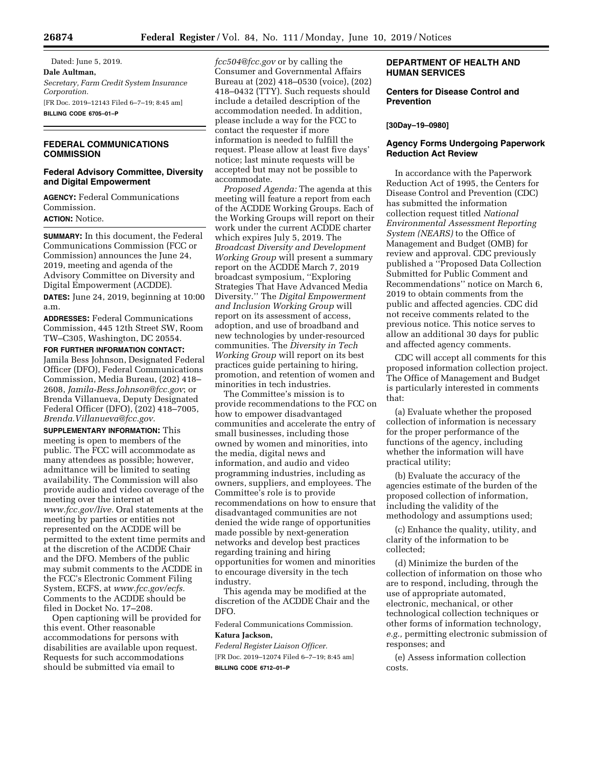Dated: June 5, 2019.

**Dale Aultman,**

*Secretary, Farm Credit System Insurance Corporation.*

[FR Doc. 2019–12143 Filed 6–7–19; 8:45 am]

**BILLING CODE 6705–01–P**

## FEDERAL COMMUNICATIONS COMMISSION

### Federal Advisory Committee, Diversity and Digital Empowerment

**AGENCY:** Federal Communications Commission.

**ACTION:** Notice.

**SUMMARY:** In this document, the Federal Communications Commission (FCC or Commission) announces the June 24, 2019, meeting and agenda of the Advisory Committee on Diversity and Digital Empowerment (ACDDE).

**DATES:** June 24, 2019, beginning at 10:00 a.m.

**ADDRESSES:** Federal Communications Commission, 445 12th Street SW, Room TW–C305, Washington, DC 20554.

**FOR FURTHER INFORMATION CONTACT:** Jamila Bess Johnson, Designated Federal Officer (DFO), Federal Communications Commission, Media Bureau, (202) 418–2608, *Jamila-Bess.Johnson@fcc.gov*; or Brenda Villanueva, Deputy Designated Federal Officer (DFO), (202) 418–7005, *Brenda.Villanueva@fcc.gov.*

**SUPPLEMENTARY INFORMATION:** This meeting is open to members of the public. The FCC will accommodate as many attendees as possible; however, admittance will be limited to seating availability. The Commission will also provide audio and video coverage of the meeting over the internet at *www.fcc.gov/live.* Oral statements at the meeting by parties or entities not represented on the ACDDE will be permitted to the extent time permits and at the discretion of the ACDDE Chair and the DFO. Members of the public may submit comments to the ACDDE in the FCC's Electronic Comment Filing System, ECFS, at *www.fcc.gov/ecfs.* Comments to the ACDDE should be filed in Docket No. 17–208.

Open captioning will be provided for this event. Other reasonable accommodations for persons with disabilities are available upon request. Requests for such accommodations should be submitted via email to *fcc504@fcc.gov* or by calling the Consumer and Governmental Affairs Bureau at (202) 418–0530 (voice), (202) 418–0432 (TTY). Such requests should include a detailed description of the accommodation needed. In addition, please include a way for the FCC to contact the requester if more information is needed to fulfill the request. Please allow at least five days' notice; last minute requests will be accepted but may not be possible to accommodate.

*Proposed Agenda:* The agenda at this meeting will feature a report from each of the ACDDE Working Groups. Each of the Working Groups will report on their work under the current ACDDE charter which expires July 5, 2019. The *Broadcast Diversity and Development Working Group* will present a summary report on the ACDDE March 7, 2019 broadcast symposium, ''Exploring Strategies That Have Advanced Media Diversity.'' The *Digital Empowerment and Inclusion Working Group* will report on its assessment of access, adoption, and use of broadband and new technologies by under-resourced communities. The *Diversity in Tech Working Group* will report on its best practices guide pertaining to hiring, promotion, and retention of women and minorities in tech industries.

The Committee's mission is to provide recommendations to the FCC on how to empower disadvantaged communities and accelerate the entry of small businesses, including those owned by women and minorities, into the media, digital news and information, and audio and video programming industries, including as owners, suppliers, and employees. The Committee's role is to provide recommendations on how to ensure that disadvantaged communities are not denied the wide range of opportunities made possible by next-generation networks and develop best practices regarding training and hiring opportunities for women and minorities to encourage diversity in the tech industry.

This agenda may be modified at the discretion of the ACDDE Chair and the DFO.

Federal Communications Commission.

**Katura Jackson,**

*Federal Register Liaison Officer.*

[FR Doc. 2019–12074 Filed 6–7–19; 8:45 am]

**BILLING CODE 6712–01–P**

## DEPARTMENT OF HEALTH AND HUMAN SERVICES

### Centers for Disease Control and Prevention

**[30Day–19–0980]**

### Agency Forms Undergoing Paperwork Reduction Act Review

In accordance with the Paperwork Reduction Act of 1995, the Centers for Disease Control and Prevention (CDC) has submitted the information collection request titled *National Environmental Assessment Reporting System (NEARS)* to the Office of Management and Budget (OMB) for review and approval. CDC previously published a ''Proposed Data Collection Submitted for Public Comment and Recommendations'' notice on March 6, 2019 to obtain comments from the public and affected agencies. CDC did not receive comments related to the previous notice. This notice serves to allow an additional 30 days for public and affected agency comments.

CDC will accept all comments for this proposed information collection project. The Office of Management and Budget is particularly interested in comments that:

(a) Evaluate whether the proposed collection of information is necessary for the proper performance of the functions of the agency, including whether the information will have practical utility;

(b) Evaluate the accuracy of the agencies estimate of the burden of the proposed collection of information, including the validity of the methodology and assumptions used;

(c) Enhance the quality, utility, and clarity of the information to be collected;

(d) Minimize the burden of the collection of information on those who are to respond, including, through the use of appropriate automated, electronic, mechanical, or other technological collection techniques or other forms of information technology, *e.g.,* permitting electronic submission of responses; and

(e) Assess information collection costs.